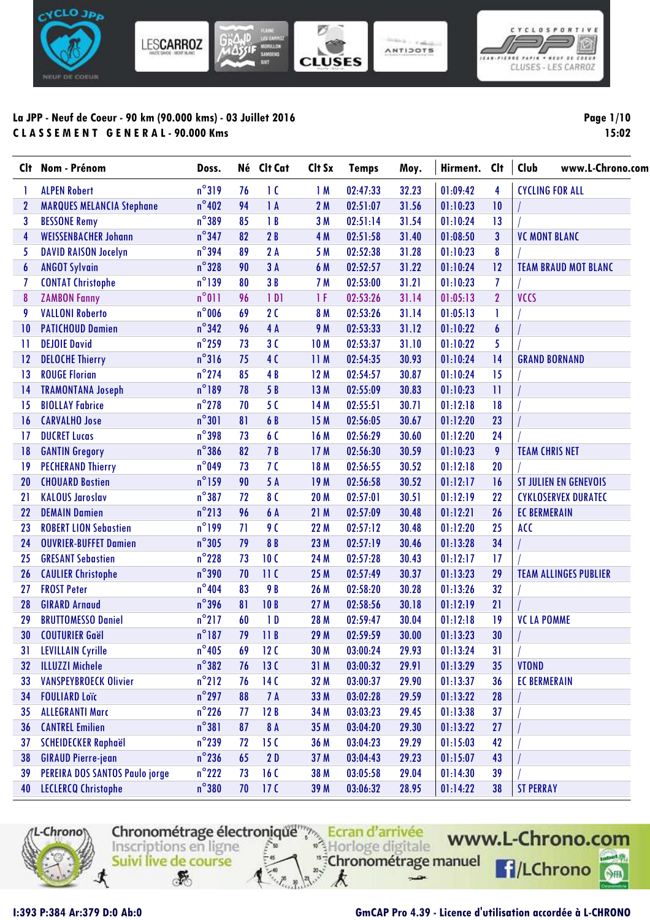**La JPP - Neuf de Coeur - 90 km (90.000 kms) - 03 Juillet 2016**

**CLASSEMENT GENERAL - 90.000 Kms**

| Clt | Nom - Prénom | Doss. | Né | Clt Cat | Clt Sx | Temps | Moy. | Hirment. | Clt | Club |
|---|---|---|---|---|---|---|---|---|---|---|
| 1 | ALPEN Robert | n°319 | 76 | 1 C | 1 M | 02:47:33 | 32.23 | 01:09:42 | 4 | CYCLING FOR ALL |
| 2 | MARQUES MELANCIA Stephane | n°402 | 94 | 1 A | 2 M | 02:51:07 | 31.56 | 01:10:23 | 10 | / |
| 3 | BESSONE Remy | n°389 | 85 | 1 B | 3 M | 02:51:14 | 31.54 | 01:10:24 | 13 | / |
| 4 | WEISSENBACHER Johann | n°347 | 82 | 2 B | 4 M | 02:51:58 | 31.40 | 01:08:50 | 3 | VC MONT BLANC |
| 5 | DAVID RAISON Jocelyn | n°394 | 89 | 2 A | 5 M | 02:52:38 | 31.28 | 01:10:23 | 8 | / |
| 6 | ANGOT Sylvain | n°328 | 90 | 3 A | 6 M | 02:52:57 | 31.22 | 01:10:24 | 12 | TEAM BRAUD MOT BLANC |
| 7 | CONTAT Christophe | n°139 | 80 | 3 B | 7 M | 02:53:00 | 31.21 | 01:10:23 | 7 | / |
| 8 | ZAMBON Fanny | n°011 | 96 | 1 D1 | 1 F | 02:53:26 | 31.14 | 01:05:13 | 2 | VCCS |
| 9 | VALLONI Roberto | n°006 | 69 | 2 C | 8 M | 02:53:26 | 31.14 | 01:05:13 | 1 | / |
| 10 | PATICHOUD Damien | n°342 | 96 | 4 A | 9 M | 02:53:33 | 31.12 | 01:10:22 | 6 | / |
| 11 | DEJOIE David | n°259 | 73 | 3 C | 10 M | 02:53:37 | 31.10 | 01:10:22 | 5 | / |
| 12 | DELOCHE Thierry | n°316 | 75 | 4 C | 11 M | 02:54:35 | 30.93 | 01:10:24 | 14 | GRAND BORNAND |
| 13 | ROUGE Florian | n°274 | 85 | 4 B | 12 M | 02:54:57 | 30.87 | 01:10:24 | 15 | / |
| 14 | TRAMONTANA Joseph | n°189 | 78 | 5 B | 13 M | 02:55:09 | 30.83 | 01:10:23 | 11 | / |
| 15 | BIOLLAY Fabrice | n°278 | 70 | 5 C | 14 M | 02:55:51 | 30.71 | 01:12:18 | 18 | / |
| 16 | CARVALHO Jose | n°301 | 81 | 6 B | 15 M | 02:56:05 | 30.67 | 01:12:20 | 23 | / |
| 17 | DUCRET Lucas | n°398 | 73 | 6 C | 16 M | 02:56:29 | 30.60 | 01:12:20 | 24 | / |
| 18 | GANTIN Gregory | n°386 | 82 | 7 B | 17 M | 02:56:30 | 30.59 | 01:10:23 | 9 | TEAM CHRIS NET |
| 19 | PECHERAND Thierry | n°049 | 73 | 7 C | 18 M | 02:56:55 | 30.52 | 01:12:18 | 20 | / |
| 20 | CHOUARD Bastien | n°159 | 90 | 5 A | 19 M | 02:56:58 | 30.52 | 01:12:17 | 16 | ST JULIEN EN GENEVOIS |
| 21 | KALOUS Jaroslav | n°387 | 72 | 8 C | 20 M | 02:57:01 | 30.51 | 01:12:19 | 22 | CYKLOSERVEX DURATEC |
| 22 | DEMAIN Damien | n°213 | 96 | 6 A | 21 M | 02:57:09 | 30.48 | 01:12:21 | 26 | EC BERMERAIN |
| 23 | ROBERT LION Sebastien | n°199 | 71 | 9 C | 22 M | 02:57:12 | 30.48 | 01:12:20 | 25 | ACC |
| 24 | OUVRIER-BUFFET Damien | n°305 | 79 | 8 B | 23 M | 02:57:19 | 30.46 | 01:13:28 | 34 | / |
| 25 | GRESANT Sebastien | n°228 | 73 | 10 C | 24 M | 02:57:28 | 30.43 | 01:12:17 | 17 | / |
| 26 | CAULIER Christophe | n°390 | 70 | 11 C | 25 M | 02:57:49 | 30.37 | 01:13:23 | 29 | TEAM ALLINGES PUBLIER |
| 27 | FROST Peter | n°404 | 83 | 9 B | 26 M | 02:58:20 | 30.28 | 01:13:26 | 32 | / |
| 28 | GIRARD Arnaud | n°396 | 81 | 10 B | 27 M | 02:58:56 | 30.18 | 01:12:19 | 21 | / |
| 29 | BRUTTOMESSO Daniel | n°217 | 60 | 1 D | 28 M | 02:59:47 | 30.04 | 01:12:18 | 19 | VC LA POMME |
| 30 | COUTURIER Gaël | n°187 | 79 | 11 B | 29 M | 02:59:59 | 30.00 | 01:13:23 | 30 | / |
| 31 | LEVILLAIN Cyrille | n°405 | 69 | 12 C | 30 M | 03:00:24 | 29.93 | 01:13:24 | 31 | / |
| 32 | ILLUZZI Michele | n°382 | 76 | 13 C | 31 M | 03:00:32 | 29.91 | 01:13:29 | 35 | VTOND |
| 33 | VANSPEYBROECK Olivier | n°212 | 76 | 14 C | 32 M | 03:00:37 | 29.90 | 01:13:37 | 36 | EC BERMERAIN |
| 34 | FOULIARD Loïc | n°297 | 88 | 7 A | 33 M | 03:02:28 | 29.59 | 01:13:22 | 28 | / |
| 35 | ALLEGRANTI Marc | n°226 | 77 | 12 B | 34 M | 03:03:23 | 29.45 | 01:13:38 | 37 | / |
| 36 | CANTREL Emilien | n°381 | 87 | 8 A | 35 M | 03:04:20 | 29.30 | 01:13:22 | 27 | / |
| 37 | SCHEIDECKER Raphaël | n°239 | 72 | 15 C | 36 M | 03:04:23 | 29.29 | 01:15:03 | 42 | / |
| 38 | GIRAUD Pierre-jean | n°236 | 65 | 2 D | 37 M | 03:04:43 | 29.23 | 01:15:07 | 43 | / |
| 39 | PEREIRA DOS SANTOS Paulo jorge | n°222 | 73 | 16 C | 38 M | 03:05:58 | 29.04 | 01:14:30 | 39 | / |
| 40 | LECLERCQ Christophe | n°380 | 70 | 17 C | 39 M | 03:06:32 | 28.95 | 01:14:22 | 38 | ST PERRAY |

I:393 P:384 Ar:379 D:0 Ab:0

GmCAP Pro 4.39 - Licence d'utilisation accordée à L-CHRONO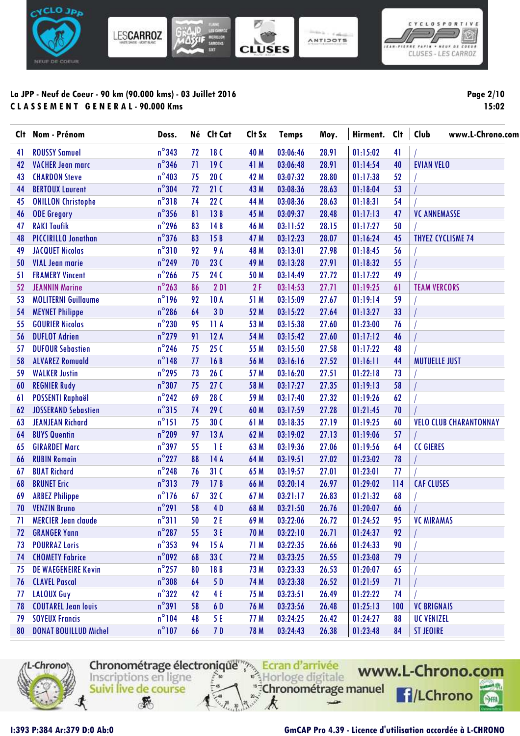**La JPP - Neuf de Coeur - 90 km (90.000 kms) - 03 Juillet 2016**

**C L A S S E M E N T   G E N E R A L - 90.000 Kms**

| Clt | Nom - Prénom | Doss. | Né | Clt Cat | Clt Sx | Temps | Moy. | Hirment. | Clt | Club |
|---|---|---|---|---|---|---|---|---|---|---|
| 41 | ROUSSY Samuel | n°343 | 72 | 18 C | 40 M | 03:06:46 | 28.91 | 01:15:02 | 41 | / |
| 42 | VACHER Jean marc | n°346 | 71 | 19 C | 41 M | 03:06:48 | 28.91 | 01:14:54 | 40 | EVIAN VELO |
| 43 | CHARDON Steve | n°403 | 75 | 20 C | 42 M | 03:07:32 | 28.80 | 01:17:38 | 52 | / |
| 44 | BERTOUX Laurent | n°304 | 72 | 21 C | 43 M | 03:08:36 | 28.63 | 01:18:04 | 53 | / |
| 45 | ONILLON Christophe | n°318 | 74 | 22 C | 44 M | 03:08:36 | 28.63 | 01:18:31 | 54 | / |
| 46 | ODE Gregory | n°356 | 81 | 13 B | 45 M | 03:09:37 | 28.48 | 01:17:13 | 47 | VC ANNEMASSE |
| 47 | RAKI Toufik | n°296 | 83 | 14 B | 46 M | 03:11:52 | 28.15 | 01:17:27 | 50 | / |
| 48 | PICCIRILLO Jonathan | n°376 | 83 | 15 B | 47 M | 03:12:23 | 28.07 | 01:16:24 | 45 | THYEZ CYCLISME 74 |
| 49 | JACQUET Nicolas | n°310 | 92 | 9 A | 48 M | 03:13:01 | 27.98 | 01:18:45 | 56 | / |
| 50 | VIAL Jean marie | n°249 | 70 | 23 C | 49 M | 03:13:28 | 27.91 | 01:18:32 | 55 | / |
| 51 | FRAMERY Vincent | n°266 | 75 | 24 C | 50 M | 03:14:49 | 27.72 | 01:17:22 | 49 | / |
| 52 | JEANNIN Marine | n°263 | 86 | 2 D1 | 2 F | 03:14:53 | 27.71 | 01:19:25 | 61 | TEAM VERCORS |
| 53 | MOLITERNI Guillaume | n°196 | 92 | 10 A | 51 M | 03:15:09 | 27.67 | 01:19:14 | 59 | / |
| 54 | MEYNET Philippe | n°286 | 64 | 3 D | 52 M | 03:15:22 | 27.64 | 01:13:27 | 33 | / |
| 55 | GOURIER Nicolas | n°230 | 95 | 11 A | 53 M | 03:15:38 | 27.60 | 01:23:00 | 76 | / |
| 56 | DUFLOT Adrien | n°279 | 91 | 12 A | 54 M | 03:15:42 | 27.60 | 01:17:12 | 46 | / |
| 57 | DUFOUR Sebastien | n°246 | 75 | 25 C | 55 M | 03:15:50 | 27.58 | 01:17:22 | 48 | / |
| 58 | ALVAREZ Romuald | n°148 | 77 | 16 B | 56 M | 03:16:16 | 27.52 | 01:16:11 | 44 | MUTUELLE JUST |
| 59 | WALKER Justin | n°295 | 73 | 26 C | 57 M | 03:16:20 | 27.51 | 01:22:18 | 73 | / |
| 60 | REGNIER Rudy | n°307 | 75 | 27 C | 58 M | 03:17:27 | 27.35 | 01:19:13 | 58 | / |
| 61 | POSSENTI Raphaël | n°242 | 69 | 28 C | 59 M | 03:17:40 | 27.32 | 01:19:26 | 62 | / |
| 62 | JOSSERAND Sebastien | n°315 | 74 | 29 C | 60 M | 03:17:59 | 27.28 | 01:21:45 | 70 | / |
| 63 | JEANJEAN Richard | n°151 | 75 | 30 C | 61 M | 03:18:35 | 27.19 | 01:19:25 | 60 | VELO CLUB CHARANTONNAY |
| 64 | BUYS Quentin | n°209 | 97 | 13 A | 62 M | 03:19:02 | 27.13 | 01:19:06 | 57 | / |
| 65 | GIRARDET Marc | n°397 | 55 | 1 E | 63 M | 03:19:36 | 27.06 | 01:19:56 | 64 | CC GIERES |
| 66 | RUBIN Romain | n°227 | 88 | 14 A | 64 M | 03:19:51 | 27.02 | 01:23:02 | 78 | / |
| 67 | BUAT Richard | n°248 | 76 | 31 C | 65 M | 03:19:57 | 27.01 | 01:23:01 | 77 | / |
| 68 | BRUNET Eric | n°313 | 79 | 17 B | 66 M | 03:20:14 | 26.97 | 01:29:02 | 114 | CAF CLUSES |
| 69 | ARBEZ Philippe | n°176 | 67 | 32 C | 67 M | 03:21:17 | 26.83 | 01:21:32 | 68 | / |
| 70 | VENZIN Bruno | n°291 | 58 | 4 D | 68 M | 03:21:50 | 26.76 | 01:20:07 | 66 | / |
| 71 | MERCIER Jean claude | n°311 | 50 | 2 E | 69 M | 03:22:06 | 26.72 | 01:24:52 | 95 | VC MIRAMAS |
| 72 | GRANGER Yann | n°287 | 55 | 3 E | 70 M | 03:22:10 | 26.71 | 01:24:37 | 92 | / |
| 73 | POURRAZ Loris | n°353 | 94 | 15 A | 71 M | 03:22:35 | 26.66 | 01:24:33 | 90 | / |
| 74 | CHOMETY Fabrice | n°092 | 68 | 33 C | 72 M | 03:23:25 | 26.55 | 01:23:08 | 79 | / |
| 75 | DE WAEGENEIRE Kevin | n°257 | 80 | 18 B | 73 M | 03:23:33 | 26.53 | 01:20:07 | 65 | / |
| 76 | CLAVEL Pascal | n°308 | 64 | 5 D | 74 M | 03:23:38 | 26.52 | 01:21:59 | 71 | / |
| 77 | LALOUX Guy | n°322 | 42 | 4 E | 75 M | 03:23:51 | 26.49 | 01:22:22 | 74 | / |
| 78 | COUTAREL Jean louis | n°391 | 58 | 6 D | 76 M | 03:23:56 | 26.48 | 01:25:13 | 100 | VC BRIGNAIS |
| 79 | SOYEUX Francis | n°104 | 48 | 5 E | 77 M | 03:24:25 | 26.42 | 01:24:27 | 88 | UC VENIZEL |
| 80 | DONAT BOUILLUD Michel | n°107 | 66 | 7 D | 78 M | 03:24:43 | 26.38 | 01:23:48 | 84 | ST JEOIRE |

I:393 P:384 Ar:379 D:0 Ab:0

GmCAP Pro 4.39 - Licence d'utilisation accordée à L-CHRONO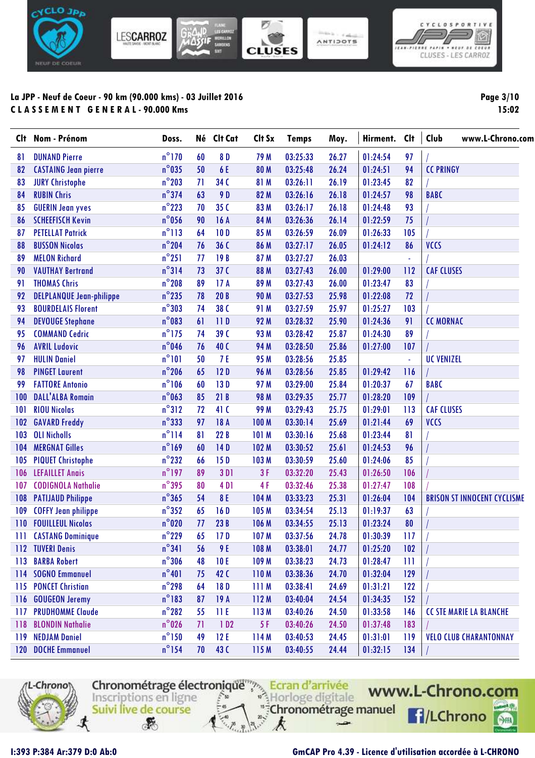**La JPP - Neuf de Coeur - 90 km (90.000 kms) - 03 Juillet 2016**

**C L A S S E M E N T   G E N E R A L - 90.000 Kms**

Page 3/10
15:02

| Clt | Nom - Prénom | Doss. | Né | Clt Cat | Clt Sx | Temps | Moy. | Hirment. | Clt | Club www.L-Chrono.com |
|---|---|---|---|---|---|---|---|---|---|---|
| 81 | DUNAND Pierre | n°170 | 60 | 8 D | 79 M | 03:25:33 | 26.27 | 01:24:54 | 97 | / |
| 82 | CASTAING Jean pierre | n°035 | 50 | 6 E | 80 M | 03:25:48 | 26.24 | 01:24:51 | 94 | CC PRINGY |
| 83 | JURY Christophe | n°203 | 71 | 34 C | 81 M | 03:26:11 | 26.19 | 01:23:45 | 82 | / |
| 84 | RUBIN Chris | n°374 | 63 | 9 D | 82 M | 03:26:16 | 26.18 | 01:24:57 | 98 | BABC |
| 85 | GUERIN Jean yves | n°223 | 70 | 35 C | 83 M | 03:26:17 | 26.18 | 01:24:48 | 93 | / |
| 86 | SCHEEFISCH Kevin | n°056 | 90 | 16 A | 84 M | 03:26:36 | 26.14 | 01:22:59 | 75 | / |
| 87 | PETELLAT Patrick | n°113 | 64 | 10 D | 85 M | 03:26:59 | 26.09 | 01:26:33 | 105 | / |
| 88 | BUSSON Nicolas | n°204 | 76 | 36 C | 86 M | 03:27:17 | 26.05 | 01:24:12 | 86 | VCCS |
| 89 | MELON Richard | n°251 | 77 | 19 B | 87 M | 03:27:27 | 26.03 | | - | / |
| 90 | VAUTHAY Bertrand | n°314 | 73 | 37 C | 88 M | 03:27:43 | 26.00 | 01:29:00 | 112 | CAF CLUSES |
| 91 | THOMAS Chris | n°208 | 89 | 17 A | 89 M | 03:27:43 | 26.00 | 01:23:47 | 83 | / |
| 92 | DELPLANQUE Jean-philippe | n°235 | 78 | 20 B | 90 M | 03:27:53 | 25.98 | 01:22:08 | 72 | / |
| 93 | BOURDELAIS Florent | n°303 | 74 | 38 C | 91 M | 03:27:59 | 25.97 | 01:25:27 | 103 | / |
| 94 | DEVOUGE Stephane | n°083 | 61 | 11 D | 92 M | 03:28:32 | 25.90 | 01:24:36 | 91 | CC MORNAC |
| 95 | COMMAND Cedric | n°175 | 74 | 39 C | 93 M | 03:28:42 | 25.87 | 01:24:30 | 89 | / |
| 96 | AVRIL Ludovic | n°046 | 76 | 40 C | 94 M | 03:28:50 | 25.86 | 01:27:00 | 107 | / |
| 97 | HULIN Daniel | n°101 | 50 | 7 E | 95 M | 03:28:56 | 25.85 | | - | UC VENIZEL |
| 98 | PINGET Laurent | n°206 | 65 | 12 D | 96 M | 03:28:56 | 25.85 | 01:29:42 | 116 | / |
| 99 | FATTORE Antonio | n°106 | 60 | 13 D | 97 M | 03:29:00 | 25.84 | 01:20:37 | 67 | BABC |
| 100 | DALL'ALBA Romain | n°063 | 85 | 21 B | 98 M | 03:29:35 | 25.77 | 01:28:20 | 109 | / |
| 101 | RIOU Nicolas | n°312 | 72 | 41 C | 99 M | 03:29:43 | 25.75 | 01:29:01 | 113 | CAF CLUSES |
| 102 | GAVARD Freddy | n°333 | 97 | 18 A | 100 M | 03:30:14 | 25.69 | 01:21:44 | 69 | VCCS |
| 103 | OLI Nicholls | n°114 | 81 | 22 B | 101 M | 03:30:16 | 25.68 | 01:23:44 | 81 | / |
| 104 | MERGNAT Gilles | n°169 | 60 | 14 D | 102 M | 03:30:52 | 25.61 | 01:24:53 | 96 | / |
| 105 | PIQUET Christophe | n°232 | 66 | 15 D | 103 M | 03:30:59 | 25.60 | 01:24:06 | 85 | / |
| 106 | LEFAILLET Anais | n°197 | 89 | 3 D1 | 3 F | 03:32:20 | 25.43 | 01:26:50 | 106 | / |
| 107 | CODIGNOLA Nathalie | n°395 | 80 | 4 D1 | 4 F | 03:32:46 | 25.38 | 01:27:47 | 108 | / |
| 108 | PATIJAUD Philippe | n°365 | 54 | 8 E | 104 M | 03:33:23 | 25.31 | 01:26:04 | 104 | BRISON ST INNOCENT CYCLISME |
| 109 | COFFY Jean philippe | n°352 | 65 | 16 D | 105 M | 03:34:54 | 25.13 | 01:19:37 | 63 | / |
| 110 | FOUILLEUL Nicolas | n°020 | 77 | 23 B | 106 M | 03:34:55 | 25.13 | 01:23:24 | 80 | / |
| 111 | CASTANG Dominique | n°229 | 65 | 17 D | 107 M | 03:37:56 | 24.78 | 01:30:39 | 117 | / |
| 112 | TUVERI Denis | n°341 | 56 | 9 E | 108 M | 03:38:01 | 24.77 | 01:25:20 | 102 | / |
| 113 | BARBA Robert | n°306 | 48 | 10 E | 109 M | 03:38:23 | 24.73 | 01:28:47 | 111 | / |
| 114 | SOGNO Emmanuel | n°401 | 75 | 42 C | 110 M | 03:38:36 | 24.70 | 01:32:04 | 129 | / |
| 115 | PONCET Christian | n°298 | 64 | 18 D | 111 M | 03:38:41 | 24.69 | 01:31:21 | 122 | / |
| 116 | GOUGEON Jeremy | n°183 | 87 | 19 A | 112 M | 03:40:04 | 24.54 | 01:34:35 | 152 | / |
| 117 | PRUDHOMME Claude | n°282 | 55 | 11 E | 113 M | 03:40:26 | 24.50 | 01:33:58 | 146 | CC STE MARIE LA BLANCHE |
| 118 | BLONDIN Nathalie | n°026 | 71 | 1 D2 | 5 F | 03:40:26 | 24.50 | 01:37:48 | 183 | / |
| 119 | NEDJAM Daniel | n°150 | 49 | 12 E | 114 M | 03:40:53 | 24.45 | 01:31:01 | 119 | VELO CLUB CHARANTONNAY |
| 120 | DOCHE Emmanuel | n°154 | 70 | 43 C | 115 M | 03:40:55 | 24.44 | 01:32:15 | 134 | / |

I:393 P:384 Ar:379 D:0 Ab:0

GmCAP Pro 4.39 - Licence d'utilisation accordée à L-CHRONO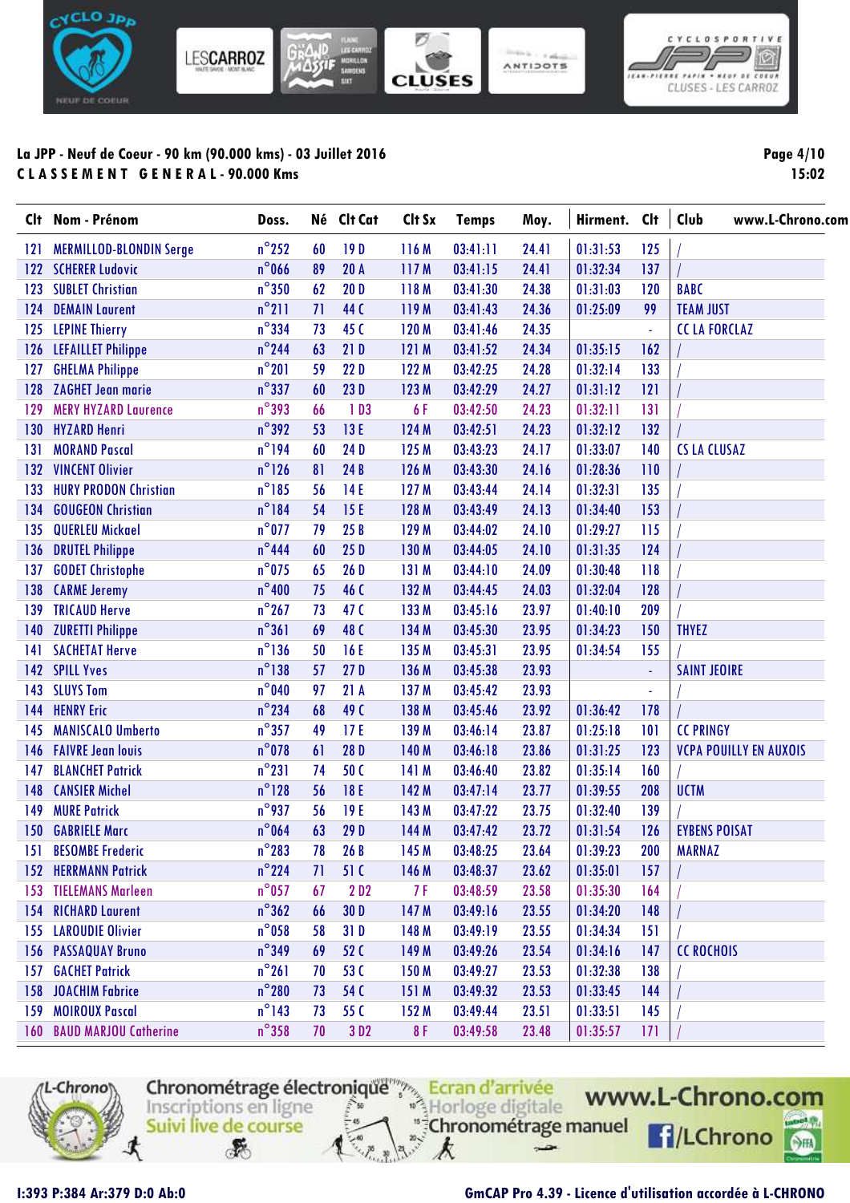**La JPP - Neuf de Coeur - 90 km (90.000 kms) - 03 Juillet 2016**

**C L A S S E M E N T   G E N E R A L - 90.000 Kms**

Page 4/10
15:02

| Clt | Nom - Prénom | Doss. | Né | Clt Cat | Clt Sx | Temps | Moy. | Hirment. | Clt | Club |
|---|---|---|---|---|---|---|---|---|---|---|
| 121 | MERMILLOD-BLONDIN Serge | n°252 | 60 | 19 D | 116 M | 03:41:11 | 24.41 | 01:31:53 | 125 | / |
| 122 | SCHERER Ludovic | n°066 | 89 | 20 A | 117 M | 03:41:15 | 24.41 | 01:32:34 | 137 | / |
| 123 | SUBLET Christian | n°350 | 62 | 20 D | 118 M | 03:41:30 | 24.38 | 01:31:03 | 120 | BABC |
| 124 | DEMAIN Laurent | n°211 | 71 | 44 C | 119 M | 03:41:43 | 24.36 | 01:25:09 | 99 | TEAM JUST |
| 125 | LEPINE Thierry | n°334 | 73 | 45 C | 120 M | 03:41:46 | 24.35 | | - | CC LA FORCLAZ |
| 126 | LEFAILLET Philippe | n°244 | 63 | 21 D | 121 M | 03:41:52 | 24.34 | 01:35:15 | 162 | / |
| 127 | GHELMA Philippe | n°201 | 59 | 22 D | 122 M | 03:42:25 | 24.28 | 01:32:14 | 133 | / |
| 128 | ZAGHET Jean marie | n°337 | 60 | 23 D | 123 M | 03:42:29 | 24.27 | 01:31:12 | 121 | / |
| 129 | MERY HYZARD Laurence | n°393 | 66 | 1 D3 | 6 F | 03:42:50 | 24.23 | 01:32:11 | 131 | / |
| 130 | HYZARD Henri | n°392 | 53 | 13 E | 124 M | 03:42:51 | 24.23 | 01:32:12 | 132 | / |
| 131 | MORAND Pascal | n°194 | 60 | 24 D | 125 M | 03:43:23 | 24.17 | 01:33:07 | 140 | CS LA CLUSAZ |
| 132 | VINCENT Olivier | n°126 | 81 | 24 B | 126 M | 03:43:30 | 24.16 | 01:28:36 | 110 | / |
| 133 | HURY PRODON Christian | n°185 | 56 | 14 E | 127 M | 03:43:44 | 24.14 | 01:32:31 | 135 | / |
| 134 | GOUGEON Christian | n°184 | 54 | 15 E | 128 M | 03:43:49 | 24.13 | 01:34:40 | 153 | / |
| 135 | QUERLEU Mickael | n°077 | 79 | 25 B | 129 M | 03:44:02 | 24.10 | 01:29:27 | 115 | / |
| 136 | DRUTEL Philippe | n°444 | 60 | 25 D | 130 M | 03:44:05 | 24.10 | 01:31:35 | 124 | / |
| 137 | GODET Christophe | n°075 | 65 | 26 D | 131 M | 03:44:10 | 24.09 | 01:30:48 | 118 | / |
| 138 | CARME Jeremy | n°400 | 75 | 46 C | 132 M | 03:44:45 | 24.03 | 01:32:04 | 128 | / |
| 139 | TRICAUD Herve | n°267 | 73 | 47 C | 133 M | 03:45:16 | 23.97 | 01:40:10 | 209 | / |
| 140 | ZURETTI Philippe | n°361 | 69 | 48 C | 134 M | 03:45:30 | 23.95 | 01:34:23 | 150 | THYEZ |
| 141 | SACHETAT Herve | n°136 | 50 | 16 E | 135 M | 03:45:31 | 23.95 | 01:34:54 | 155 | / |
| 142 | SPILL Yves | n°138 | 57 | 27 D | 136 M | 03:45:38 | 23.93 | | - | SAINT JEOIRE |
| 143 | SLUYS Tom | n°040 | 97 | 21 A | 137 M | 03:45:42 | 23.93 | | - | / |
| 144 | HENRY Eric | n°234 | 68 | 49 C | 138 M | 03:45:46 | 23.92 | 01:36:42 | 178 | / |
| 145 | MANISCALO Umberto | n°357 | 49 | 17 E | 139 M | 03:46:14 | 23.87 | 01:25:18 | 101 | CC PRINGY |
| 146 | FAIVRE Jean louis | n°078 | 61 | 28 D | 140 M | 03:46:18 | 23.86 | 01:31:25 | 123 | VCPA POUILLY EN AUXOIS |
| 147 | BLANCHET Patrick | n°231 | 74 | 50 C | 141 M | 03:46:40 | 23.82 | 01:35:14 | 160 | / |
| 148 | CANSIER Michel | n°128 | 56 | 18 E | 142 M | 03:47:14 | 23.77 | 01:39:55 | 208 | UCTM |
| 149 | MURE Patrick | n°937 | 56 | 19 E | 143 M | 03:47:22 | 23.75 | 01:32:40 | 139 | / |
| 150 | GABRIELE Marc | n°064 | 63 | 29 D | 144 M | 03:47:42 | 23.72 | 01:31:54 | 126 | EYBENS POISAT |
| 151 | BESOMBE Frederic | n°283 | 78 | 26 B | 145 M | 03:48:25 | 23.64 | 01:39:23 | 200 | MARNAZ |
| 152 | HERRMANN Patrick | n°224 | 71 | 51 C | 146 M | 03:48:37 | 23.62 | 01:35:01 | 157 | / |
| 153 | TIELEMANS Marleen | n°057 | 67 | 2 D2 | 7 F | 03:48:59 | 23.58 | 01:35:30 | 164 | / |
| 154 | RICHARD Laurent | n°362 | 66 | 30 D | 147 M | 03:49:16 | 23.55 | 01:34:20 | 148 | / |
| 155 | LAROUDIE Olivier | n°058 | 58 | 31 D | 148 M | 03:49:19 | 23.55 | 01:34:34 | 151 | / |
| 156 | PASSAQUAY Bruno | n°349 | 69 | 52 C | 149 M | 03:49:26 | 23.54 | 01:34:16 | 147 | CC ROCHOIS |
| 157 | GACHET Patrick | n°261 | 70 | 53 C | 150 M | 03:49:27 | 23.53 | 01:32:38 | 138 | / |
| 158 | JOACHIM Fabrice | n°280 | 73 | 54 C | 151 M | 03:49:32 | 23.53 | 01:33:45 | 144 | / |
| 159 | MOIROUX Pascal | n°143 | 73 | 55 C | 152 M | 03:49:44 | 23.51 | 01:33:51 | 145 | / |
| 160 | BAUD MARJOU Catherine | n°358 | 70 | 3 D2 | 8 F | 03:49:58 | 23.48 | 01:35:57 | 171 | / |

I:393 P:384 Ar:379 D:0 Ab:0

GmCAP Pro 4.39 - Licence d'utilisation accordée à L-CHRONO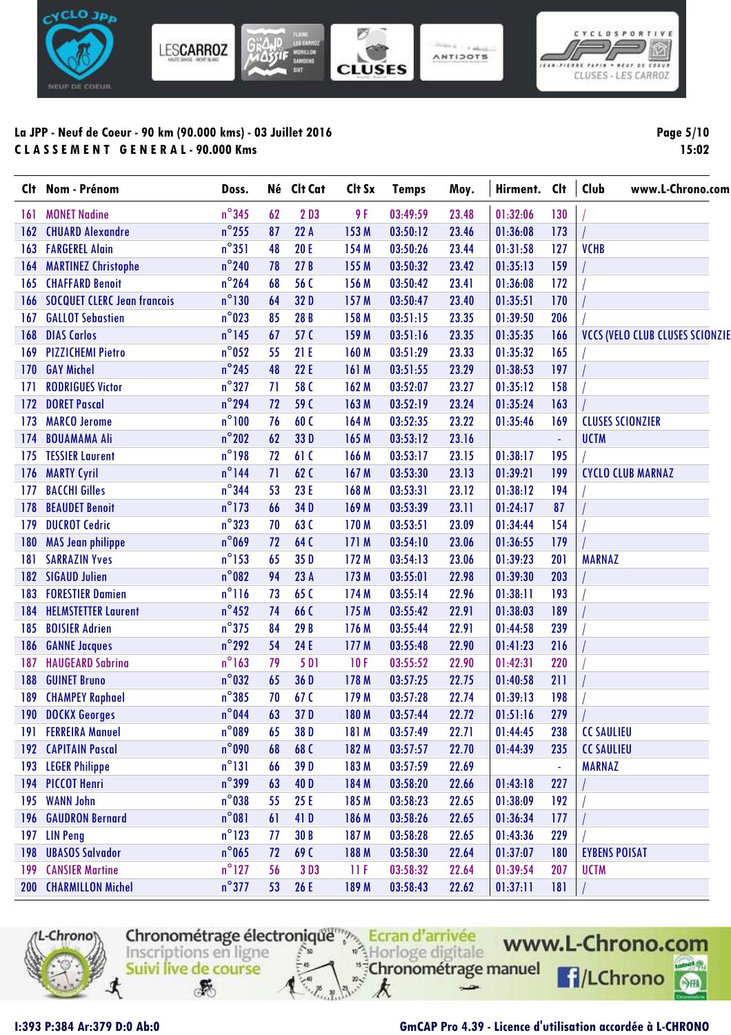**La JPP - Neuf de Coeur - 90 km (90.000 kms) - 03 Juillet 2016**
**C L A S S E M E N T  G E N E R A L - 90.000 Kms**

Page 5/10
15:02

| Clt | Nom - Prénom | Doss. | Né | Clt Cat | Clt Sx | Temps | Moy. | Hirment. | Clt | Club www.L-Chrono.com |
|---|---|---|---|---|---|---|---|---|---|---|
| 161 | MONET Nadine | n°345 | 62 | 2 D3 | 9 F | 03:49:59 | 23.48 | 01:32:06 | 130 | / |
| 162 | CHUARD Alexandre | n°255 | 87 | 22 A | 153 M | 03:50:12 | 23.46 | 01:36:08 | 173 | / |
| 163 | FARGEREL Alain | n°351 | 48 | 20 E | 154 M | 03:50:26 | 23.44 | 01:31:58 | 127 | VCHB |
| 164 | MARTINEZ Christophe | n°240 | 78 | 27 B | 155 M | 03:50:32 | 23.42 | 01:35:13 | 159 | / |
| 165 | CHAFFARD Benoit | n°264 | 68 | 56 C | 156 M | 03:50:42 | 23.41 | 01:36:08 | 172 | / |
| 166 | SOCQUET CLERC Jean francois | n°130 | 64 | 32 D | 157 M | 03:50:47 | 23.40 | 01:35:51 | 170 | / |
| 167 | GALLOT Sebastien | n°023 | 85 | 28 B | 158 M | 03:51:15 | 23.35 | 01:39:50 | 206 | / |
| 168 | DIAS Carlos | n°145 | 67 | 57 C | 159 M | 03:51:16 | 23.35 | 01:35:35 | 166 | VCCS (VELO CLUB CLUSES SCIONZIE |
| 169 | PIZZICHEMI Pietro | n°052 | 55 | 21 E | 160 M | 03:51:29 | 23.33 | 01:35:32 | 165 | / |
| 170 | GAY Michel | n°245 | 48 | 22 E | 161 M | 03:51:55 | 23.29 | 01:38:53 | 197 | / |
| 171 | RODRIGUES Victor | n°327 | 71 | 58 C | 162 M | 03:52:07 | 23.27 | 01:35:12 | 158 | / |
| 172 | DORET Pascal | n°294 | 72 | 59 C | 163 M | 03:52:19 | 23.24 | 01:35:24 | 163 | / |
| 173 | MARCO Jerome | n°100 | 76 | 60 C | 164 M | 03:52:35 | 23.22 | 01:35:46 | 169 | CLUSES SCIONZIER |
| 174 | BOUAMAMA Ali | n°202 | 62 | 33 D | 165 M | 03:53:12 | 23.16 | | - | UCTM |
| 175 | TESSIER Laurent | n°198 | 72 | 61 C | 166 M | 03:53:17 | 23.15 | 01:38:17 | 195 | / |
| 176 | MARTY Cyril | n°144 | 71 | 62 C | 167 M | 03:53:30 | 23.13 | 01:39:21 | 199 | CYCLO CLUB MARNAZ |
| 177 | BACCHI Gilles | n°344 | 53 | 23 E | 168 M | 03:53:31 | 23.12 | 01:38:12 | 194 | / |
| 178 | BEAUDET Benoit | n°173 | 66 | 34 D | 169 M | 03:53:39 | 23.11 | 01:24:17 | 87 | / |
| 179 | DUCROT Cedric | n°323 | 70 | 63 C | 170 M | 03:53:51 | 23.09 | 01:34:44 | 154 | / |
| 180 | MAS Jean philippe | n°069 | 72 | 64 C | 171 M | 03:54:10 | 23.06 | 01:36:55 | 179 | / |
| 181 | SARRAZIN Yves | n°153 | 65 | 35 D | 172 M | 03:54:13 | 23.06 | 01:39:23 | 201 | MARNAZ |
| 182 | SIGAUD Julien | n°082 | 94 | 23 A | 173 M | 03:55:01 | 22.98 | 01:39:30 | 203 | / |
| 183 | FORESTIER Damien | n°116 | 73 | 65 C | 174 M | 03:55:14 | 22.96 | 01:38:11 | 193 | / |
| 184 | HELMSTETTER Laurent | n°452 | 74 | 66 C | 175 M | 03:55:42 | 22.91 | 01:38:03 | 189 | / |
| 185 | BOISIER Adrien | n°375 | 84 | 29 B | 176 M | 03:55:44 | 22.91 | 01:44:58 | 239 | / |
| 186 | GANNE Jacques | n°292 | 54 | 24 E | 177 M | 03:55:48 | 22.90 | 01:41:23 | 216 | / |
| 187 | HAUGEARD Sabrina | n°163 | 79 | 5 D1 | 10 F | 03:55:52 | 22.90 | 01:42:31 | 220 | / |
| 188 | GUINET Bruno | n°032 | 65 | 36 D | 178 M | 03:57:25 | 22.75 | 01:40:58 | 211 | / |
| 189 | CHAMPEY Raphael | n°385 | 70 | 67 C | 179 M | 03:57:28 | 22.74 | 01:39:13 | 198 | / |
| 190 | DOCKX Georges | n°044 | 63 | 37 D | 180 M | 03:57:44 | 22.72 | 01:51:16 | 279 | / |
| 191 | FERREIRA Manuel | n°089 | 65 | 38 D | 181 M | 03:57:49 | 22.71 | 01:44:45 | 238 | CC SAULIEU |
| 192 | CAPITAIN Pascal | n°090 | 68 | 68 C | 182 M | 03:57:57 | 22.70 | 01:44:39 | 235 | CC SAULIEU |
| 193 | LEGER Philippe | n°131 | 66 | 39 D | 183 M | 03:57:59 | 22.69 | | - | MARNAZ |
| 194 | PICCOT Henri | n°399 | 63 | 40 D | 184 M | 03:58:20 | 22.66 | 01:43:18 | 227 | / |
| 195 | WANN John | n°038 | 55 | 25 E | 185 M | 03:58:23 | 22.65 | 01:38:09 | 192 | / |
| 196 | GAUDRON Bernard | n°081 | 61 | 41 D | 186 M | 03:58:26 | 22.65 | 01:36:34 | 177 | / |
| 197 | LIN Peng | n°123 | 77 | 30 B | 187 M | 03:58:28 | 22.65 | 01:43:36 | 229 | / |
| 198 | UBASOS Salvador | n°065 | 72 | 69 C | 188 M | 03:58:30 | 22.64 | 01:37:07 | 180 | EYBENS POISAT |
| 199 | CANSIER Martine | n°127 | 56 | 3 D3 | 11 F | 03:58:32 | 22.64 | 01:39:54 | 207 | UCTM |
| 200 | CHARMILLON Michel | n°377 | 53 | 26 E | 189 M | 03:58:43 | 22.62 | 01:37:11 | 181 | / |

I:393 P:384 Ar:379 D:0 Ab:0

GmCAP Pro 4.39 - Licence d'utilisation accordée à L-CHRONO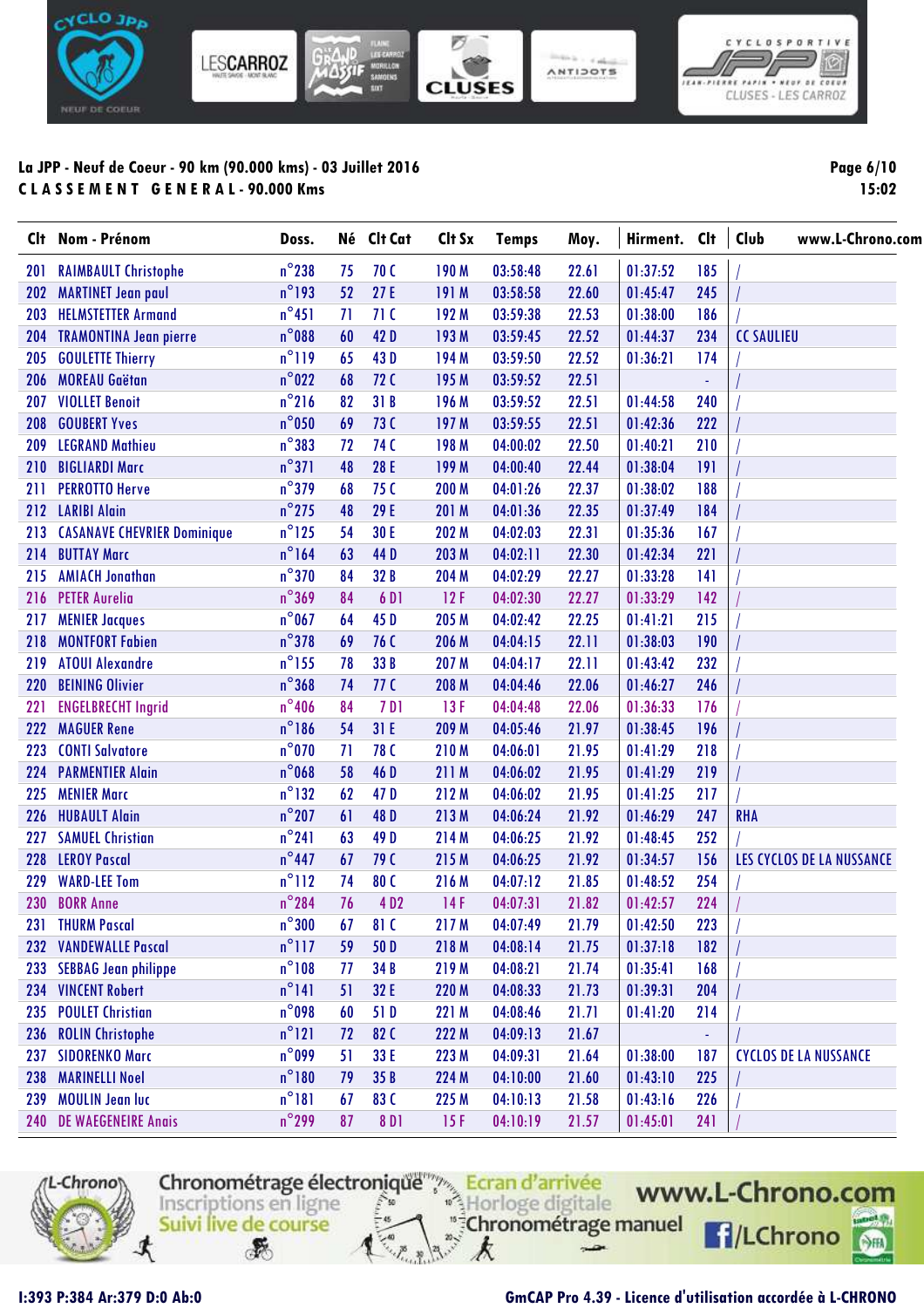**La JPP - Neuf de Coeur - 90 km (90.000 kms) - 03 Juillet 2016**

**C L A S S E M E N T   G E N E R A L - 90.000 Kms**

| Clt | Nom - Prénom | Doss. | Né | Clt Cat | Clt Sx | Temps | Moy. | Hirment. | Clt | Club |
|---|---|---|---|---|---|---|---|---|---|---|
| 201 | RAIMBAULT Christophe | n°238 | 75 | 70 C | 190 M | 03:58:48 | 22.61 | 01:37:52 | 185 | / |
| 202 | MARTINET Jean paul | n°193 | 52 | 27 E | 191 M | 03:58:58 | 22.60 | 01:45:47 | 245 | / |
| 203 | HELMSTETTER Armand | n°451 | 71 | 71 C | 192 M | 03:59:38 | 22.53 | 01:38:00 | 186 | / |
| 204 | TRAMONTINA Jean pierre | n°088 | 60 | 42 D | 193 M | 03:59:45 | 22.52 | 01:44:37 | 234 | CC SAULIEU |
| 205 | GOULETTE Thierry | n°119 | 65 | 43 D | 194 M | 03:59:50 | 22.52 | 01:36:21 | 174 | / |
| 206 | MOREAU Gaëtan | n°022 | 68 | 72 C | 195 M | 03:59:52 | 22.51 | | - | / |
| 207 | VIOLLET Benoit | n°216 | 82 | 31 B | 196 M | 03:59:52 | 22.51 | 01:44:58 | 240 | / |
| 208 | GOUBERT Yves | n°050 | 69 | 73 C | 197 M | 03:59:55 | 22.51 | 01:42:36 | 222 | / |
| 209 | LEGRAND Mathieu | n°383 | 72 | 74 C | 198 M | 04:00:02 | 22.50 | 01:40:21 | 210 | / |
| 210 | BIGLIARDI Marc | n°371 | 48 | 28 E | 199 M | 04:00:40 | 22.44 | 01:38:04 | 191 | / |
| 211 | PERROTTO Herve | n°379 | 68 | 75 C | 200 M | 04:01:26 | 22.37 | 01:38:02 | 188 | / |
| 212 | LARIBI Alain | n°275 | 48 | 29 E | 201 M | 04:01:36 | 22.35 | 01:37:49 | 184 | / |
| 213 | CASANAVE CHEVRIER Dominique | n°125 | 54 | 30 E | 202 M | 04:02:03 | 22.31 | 01:35:36 | 167 | / |
| 214 | BUTTAY Marc | n°164 | 63 | 44 D | 203 M | 04:02:11 | 22.30 | 01:42:34 | 221 | / |
| 215 | AMIACH Jonathan | n°370 | 84 | 32 B | 204 M | 04:02:29 | 22.27 | 01:33:28 | 141 | / |
| 216 | PETER Aurelia | n°369 | 84 | 6 D1 | 12 F | 04:02:30 | 22.27 | 01:33:29 | 142 | / |
| 217 | MENIER Jacques | n°067 | 64 | 45 D | 205 M | 04:02:42 | 22.25 | 01:41:21 | 215 | / |
| 218 | MONTFORT Fabien | n°378 | 69 | 76 C | 206 M | 04:04:15 | 22.11 | 01:38:03 | 190 | / |
| 219 | ATOUI Alexandre | n°155 | 78 | 33 B | 207 M | 04:04:17 | 22.11 | 01:43:42 | 232 | / |
| 220 | BEINING Olivier | n°368 | 74 | 77 C | 208 M | 04:04:46 | 22.06 | 01:46:27 | 246 | / |
| 221 | ENGELBRECHT Ingrid | n°406 | 84 | 7 D1 | 13 F | 04:04:48 | 22.06 | 01:36:33 | 176 | / |
| 222 | MAGUER Rene | n°186 | 54 | 31 E | 209 M | 04:05:46 | 21.97 | 01:38:45 | 196 | / |
| 223 | CONTI Salvatore | n°070 | 71 | 78 C | 210 M | 04:06:01 | 21.95 | 01:41:29 | 218 | / |
| 224 | PARMENTIER Alain | n°068 | 58 | 46 D | 211 M | 04:06:02 | 21.95 | 01:41:29 | 219 | / |
| 225 | MENIER Marc | n°132 | 62 | 47 D | 212 M | 04:06:02 | 21.95 | 01:41:25 | 217 | / |
| 226 | HUBAULT Alain | n°207 | 61 | 48 D | 213 M | 04:06:24 | 21.92 | 01:46:29 | 247 | RHA |
| 227 | SAMUEL Christian | n°241 | 63 | 49 D | 214 M | 04:06:25 | 21.92 | 01:48:45 | 252 | / |
| 228 | LEROY Pascal | n°447 | 67 | 79 C | 215 M | 04:06:25 | 21.92 | 01:34:57 | 156 | LES CYCLOS DE LA NUSSANCE |
| 229 | WARD-LEE Tom | n°112 | 74 | 80 C | 216 M | 04:07:12 | 21.85 | 01:48:52 | 254 | / |
| 230 | BORR Anne | n°284 | 76 | 4 D2 | 14 F | 04:07:31 | 21.82 | 01:42:57 | 224 | / |
| 231 | THURM Pascal | n°300 | 67 | 81 C | 217 M | 04:07:49 | 21.79 | 01:42:50 | 223 | / |
| 232 | VANDEWALLE Pascal | n°117 | 59 | 50 D | 218 M | 04:08:14 | 21.75 | 01:37:18 | 182 | / |
| 233 | SEBBAG Jean philippe | n°108 | 77 | 34 B | 219 M | 04:08:21 | 21.74 | 01:35:41 | 168 | / |
| 234 | VINCENT Robert | n°141 | 51 | 32 E | 220 M | 04:08:33 | 21.73 | 01:39:31 | 204 | / |
| 235 | POULET Christian | n°098 | 60 | 51 D | 221 M | 04:08:46 | 21.71 | 01:41:20 | 214 | / |
| 236 | ROLIN Christophe | n°121 | 72 | 82 C | 222 M | 04:09:13 | 21.67 | | - | / |
| 237 | SIDORENKO Marc | n°099 | 51 | 33 E | 223 M | 04:09:31 | 21.64 | 01:38:00 | 187 | CYCLOS DE LA NUSSANCE |
| 238 | MARINELLI Noel | n°180 | 79 | 35 B | 224 M | 04:10:00 | 21.60 | 01:43:10 | 225 | / |
| 239 | MOULIN Jean luc | n°181 | 67 | 83 C | 225 M | 04:10:13 | 21.58 | 01:43:16 | 226 | / |
| 240 | DE WAEGENEIRE Anais | n°299 | 87 | 8 D1 | 15 F | 04:10:19 | 21.57 | 01:45:01 | 241 | / |

I:393 P:384 Ar:379 D:0 Ab:0

GmCAP Pro 4.39 - Licence d'utilisation accordée à L-CHRONO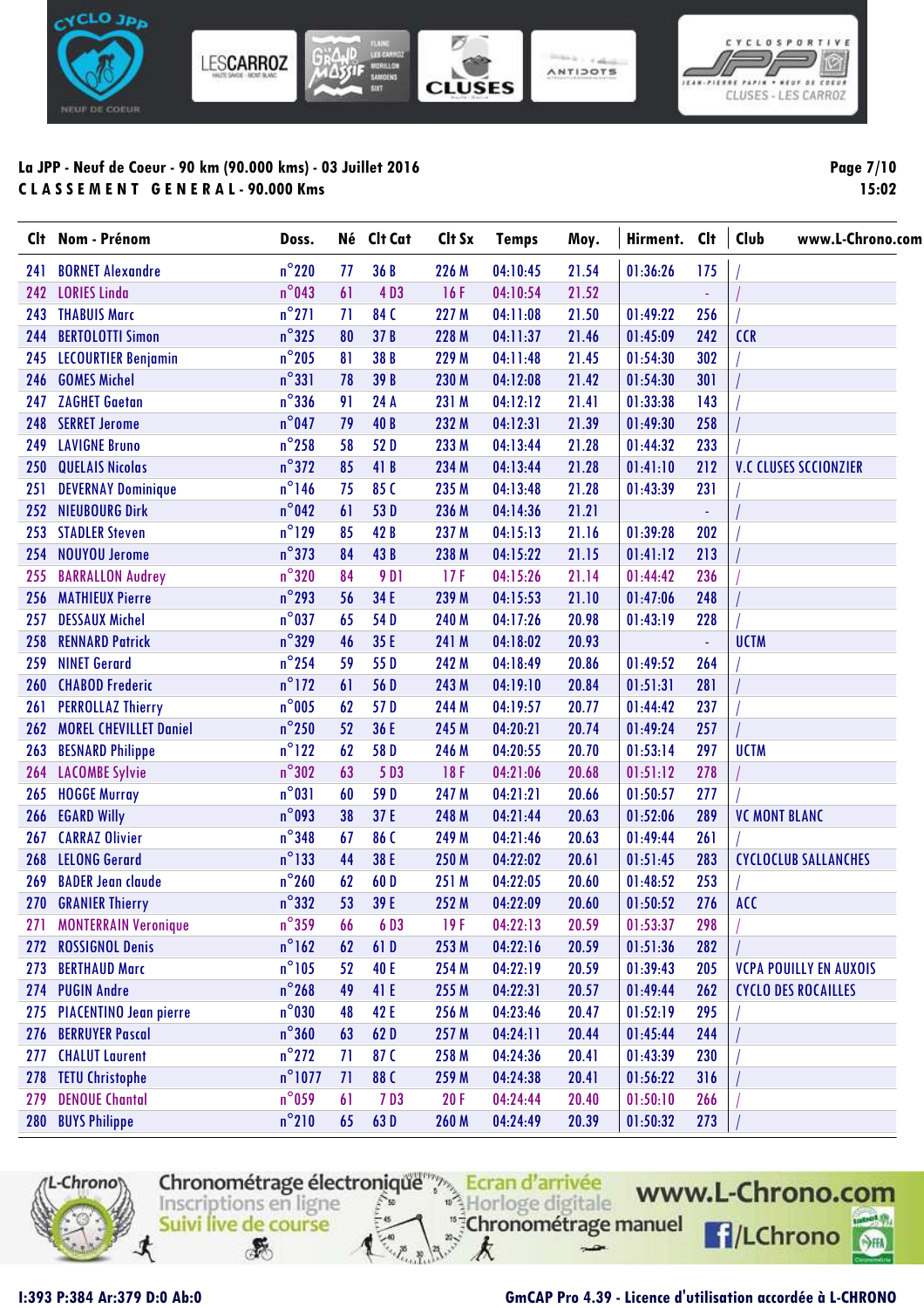**La JPP - Neuf de Coeur - 90 km (90.000 kms) - 03 Juillet 2016**

**C L A S S E M E N T   G E N E R A L - 90.000 Kms**

Page 7/10
15:02

| Clt | Nom - Prénom | Doss. | Né | Clt Cat | Clt Sx | Temps | Moy. | Hirment. | Clt | Club |
|---|---|---|---|---|---|---|---|---|---|---|
| 241 | BORNET Alexandre | n°220 | 77 | 36 B | 226 M | 04:10:45 | 21.54 | 01:36:26 | 175 | / |
| 242 | LORIES Linda | n°043 | 61 | 4 D3 | 16 F | 04:10:54 | 21.52 | | - | / |
| 243 | THABUIS Marc | n°271 | 71 | 84 C | 227 M | 04:11:08 | 21.50 | 01:49:22 | 256 | / |
| 244 | BERTOLOTTI Simon | n°325 | 80 | 37 B | 228 M | 04:11:37 | 21.46 | 01:45:09 | 242 | CCR |
| 245 | LECOURTIER Benjamin | n°205 | 81 | 38 B | 229 M | 04:11:48 | 21.45 | 01:54:30 | 302 | / |
| 246 | GOMES Michel | n°331 | 78 | 39 B | 230 M | 04:12:08 | 21.42 | 01:54:30 | 301 | / |
| 247 | ZAGHET Gaetan | n°336 | 91 | 24 A | 231 M | 04:12:12 | 21.41 | 01:33:38 | 143 | / |
| 248 | SERRET Jerome | n°047 | 79 | 40 B | 232 M | 04:12:31 | 21.39 | 01:49:30 | 258 | / |
| 249 | LAVIGNE Bruno | n°258 | 58 | 52 D | 233 M | 04:13:44 | 21.28 | 01:44:32 | 233 | / |
| 250 | QUELAIS Nicolas | n°372 | 85 | 41 B | 234 M | 04:13:44 | 21.28 | 01:41:10 | 212 | V.C CLUSES SCCIONZIER |
| 251 | DEVERNAY Dominique | n°146 | 75 | 85 C | 235 M | 04:13:48 | 21.28 | 01:43:39 | 231 | / |
| 252 | NIEUBOURG Dirk | n°042 | 61 | 53 D | 236 M | 04:14:36 | 21.21 | | - | / |
| 253 | STADLER Steven | n°129 | 85 | 42 B | 237 M | 04:15:13 | 21.16 | 01:39:28 | 202 | / |
| 254 | NOUYOU Jerome | n°373 | 84 | 43 B | 238 M | 04:15:22 | 21.15 | 01:41:12 | 213 | / |
| 255 | BARRALLON Audrey | n°320 | 84 | 9 D1 | 17 F | 04:15:26 | 21.14 | 01:44:42 | 236 | / |
| 256 | MATHIEUX Pierre | n°293 | 56 | 34 E | 239 M | 04:15:53 | 21.10 | 01:47:06 | 248 | / |
| 257 | DESSAUX Michel | n°037 | 65 | 54 D | 240 M | 04:17:26 | 20.98 | 01:43:19 | 228 | / |
| 258 | RENNARD Patrick | n°329 | 46 | 35 E | 241 M | 04:18:02 | 20.93 | | - | UCTM |
| 259 | NINET Gerard | n°254 | 59 | 55 D | 242 M | 04:18:49 | 20.86 | 01:49:52 | 264 | / |
| 260 | CHABOD Frederic | n°172 | 61 | 56 D | 243 M | 04:19:10 | 20.84 | 01:51:31 | 281 | / |
| 261 | PERROLLAZ Thierry | n°005 | 62 | 57 D | 244 M | 04:19:57 | 20.77 | 01:44:42 | 237 | / |
| 262 | MOREL CHEVILLET Daniel | n°250 | 52 | 36 E | 245 M | 04:20:21 | 20.74 | 01:49:24 | 257 | / |
| 263 | BESNARD Philippe | n°122 | 62 | 58 D | 246 M | 04:20:55 | 20.70 | 01:53:14 | 297 | UCTM |
| 264 | LACOMBE Sylvie | n°302 | 63 | 5 D3 | 18 F | 04:21:06 | 20.68 | 01:51:12 | 278 | / |
| 265 | HOGGE Murray | n°031 | 60 | 59 D | 247 M | 04:21:21 | 20.66 | 01:50:57 | 277 | / |
| 266 | EGARD Willy | n°093 | 38 | 37 E | 248 M | 04:21:44 | 20.63 | 01:52:06 | 289 | VC MONT BLANC |
| 267 | CARRAZ Olivier | n°348 | 67 | 86 C | 249 M | 04:21:46 | 20.63 | 01:49:44 | 261 | / |
| 268 | LELONG Gerard | n°133 | 44 | 38 E | 250 M | 04:22:02 | 20.61 | 01:51:45 | 283 | CYCLOCLUB SALLANCHES |
| 269 | BADER Jean claude | n°260 | 62 | 60 D | 251 M | 04:22:05 | 20.60 | 01:48:52 | 253 | / |
| 270 | GRANIER Thierry | n°332 | 53 | 39 E | 252 M | 04:22:09 | 20.60 | 01:50:52 | 276 | ACC |
| 271 | MONTERRAIN Veronique | n°359 | 66 | 6 D3 | 19 F | 04:22:13 | 20.59 | 01:53:37 | 298 | / |
| 272 | ROSSIGNOL Denis | n°162 | 62 | 61 D | 253 M | 04:22:16 | 20.59 | 01:51:36 | 282 | / |
| 273 | BERTHAUD Marc | n°105 | 52 | 40 E | 254 M | 04:22:19 | 20.59 | 01:39:43 | 205 | VCPA POUILLY EN AUXOIS |
| 274 | PUGIN Andre | n°268 | 49 | 41 E | 255 M | 04:22:31 | 20.57 | 01:49:44 | 262 | CYCLO DES ROCAILLES |
| 275 | PIACENTINO Jean pierre | n°030 | 48 | 42 E | 256 M | 04:23:46 | 20.47 | 01:52:19 | 295 | / |
| 276 | BERRUYER Pascal | n°360 | 63 | 62 D | 257 M | 04:24:11 | 20.44 | 01:45:44 | 244 | / |
| 277 | CHALUT Laurent | n°272 | 71 | 87 C | 258 M | 04:24:36 | 20.41 | 01:43:39 | 230 | / |
| 278 | TETU Christophe | n°1077 | 71 | 88 C | 259 M | 04:24:38 | 20.41 | 01:56:22 | 316 | / |
| 279 | DENOUE Chantal | n°059 | 61 | 7 D3 | 20 F | 04:24:44 | 20.40 | 01:50:10 | 266 | / |
| 280 | BUYS Philippe | n°210 | 65 | 63 D | 260 M | 04:24:49 | 20.39 | 01:50:32 | 273 | / |

I:393 P:384 Ar:379 D:0 Ab:0

GmCAP Pro 4.39 - Licence d'utilisation accordée à L-CHRONO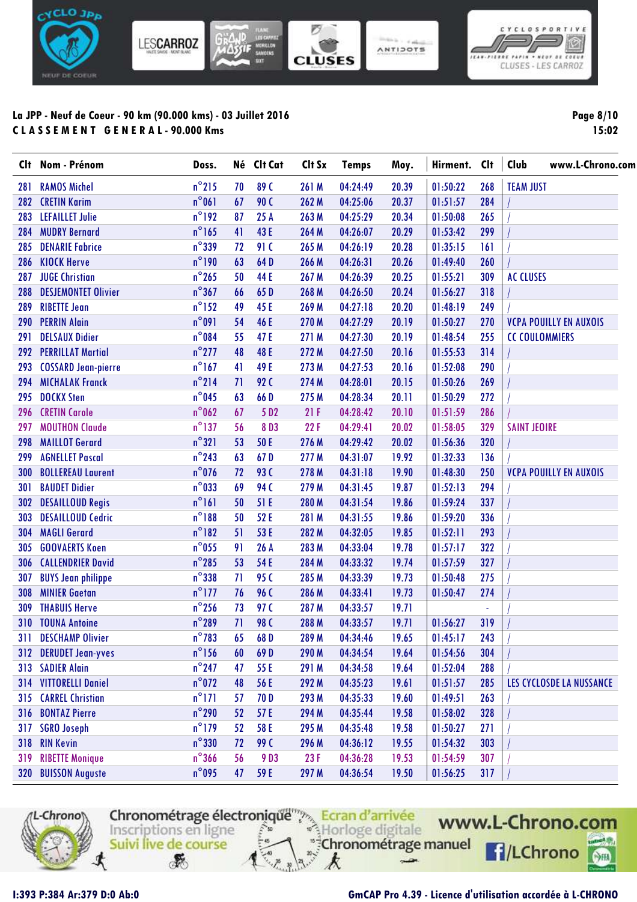**La JPP - Neuf de Coeur - 90 km (90.000 kms) - 03 Juillet 2016**

**C L A S S E M E N T   G E N E R A L - 90.000 Kms**

| Clt | Nom - Prénom | Doss. | Né | Clt Cat | Clt Sx | Temps | Moy. | Hirment. | Clt | Club |
|---|---|---|---|---|---|---|---|---|---|---|
| 281 | RAMOS Michel | n°215 | 70 | 89 C | 261 M | 04:24:49 | 20.39 | 01:50:22 | 268 | TEAM JUST |
| 282 | CRETIN Karim | n°061 | 67 | 90 C | 262 M | 04:25:06 | 20.37 | 01:51:57 | 284 | / |
| 283 | LEFAILLET Julie | n°192 | 87 | 25 A | 263 M | 04:25:29 | 20.34 | 01:50:08 | 265 | / |
| 284 | MUDRY Bernard | n°165 | 41 | 43 E | 264 M | 04:26:07 | 20.29 | 01:53:42 | 299 | / |
| 285 | DENARIE Fabrice | n°339 | 72 | 91 C | 265 M | 04:26:19 | 20.28 | 01:35:15 | 161 | / |
| 286 | KIOCK Herve | n°190 | 63 | 64 D | 266 M | 04:26:31 | 20.26 | 01:49:40 | 260 | / |
| 287 | JUGE Christian | n°265 | 50 | 44 E | 267 M | 04:26:39 | 20.25 | 01:55:21 | 309 | AC CLUSES |
| 288 | DESJEMONTET Olivier | n°367 | 66 | 65 D | 268 M | 04:26:50 | 20.24 | 01:56:27 | 318 | / |
| 289 | RIBETTE Jean | n°152 | 49 | 45 E | 269 M | 04:27:18 | 20.20 | 01:48:19 | 249 | / |
| 290 | PERRIN Alain | n°091 | 54 | 46 E | 270 M | 04:27:29 | 20.19 | 01:50:27 | 270 | VCPA POUILLY EN AUXOIS |
| 291 | DELSAUX Didier | n°084 | 55 | 47 E | 271 M | 04:27:30 | 20.19 | 01:48:54 | 255 | CC COULOMMIERS |
| 292 | PERRILLAT Martial | n°277 | 48 | 48 E | 272 M | 04:27:50 | 20.16 | 01:55:53 | 314 | / |
| 293 | COSSARD Jean-pierre | n°167 | 41 | 49 E | 273 M | 04:27:53 | 20.16 | 01:52:08 | 290 | / |
| 294 | MICHALAK Franck | n°214 | 71 | 92 C | 274 M | 04:28:01 | 20.15 | 01:50:26 | 269 | / |
| 295 | DOCKX Sten | n°045 | 63 | 66 D | 275 M | 04:28:34 | 20.11 | 01:50:29 | 272 | / |
| 296 | CRETIN Carole | n°062 | 67 | 5 D2 | 21 F | 04:28:42 | 20.10 | 01:51:59 | 286 | / |
| 297 | MOUTHON Claude | n°137 | 56 | 8 D3 | 22 F | 04:29:41 | 20.02 | 01:58:05 | 329 | SAINT JEOIRE |
| 298 | MAILLOT Gerard | n°321 | 53 | 50 E | 276 M | 04:29:42 | 20.02 | 01:56:36 | 320 | / |
| 299 | AGNELLET Pascal | n°243 | 63 | 67 D | 277 M | 04:31:07 | 19.92 | 01:32:33 | 136 | / |
| 300 | BOLLEREAU Laurent | n°076 | 72 | 93 C | 278 M | 04:31:18 | 19.90 | 01:48:30 | 250 | VCPA POUILLY EN AUXOIS |
| 301 | BAUDET Didier | n°033 | 69 | 94 C | 279 M | 04:31:45 | 19.87 | 01:52:13 | 294 | / |
| 302 | DESAILLOUD Regis | n°161 | 50 | 51 E | 280 M | 04:31:54 | 19.86 | 01:59:24 | 337 | / |
| 303 | DESAILLOUD Cedric | n°188 | 50 | 52 E | 281 M | 04:31:55 | 19.86 | 01:59:20 | 336 | / |
| 304 | MAGLI Gerard | n°182 | 51 | 53 E | 282 M | 04:32:05 | 19.85 | 01:52:11 | 293 | / |
| 305 | GOOVAERTS Koen | n°055 | 91 | 26 A | 283 M | 04:33:04 | 19.78 | 01:57:17 | 322 | / |
| 306 | CALLENDRIER David | n°285 | 53 | 54 E | 284 M | 04:33:32 | 19.74 | 01:57:59 | 327 | / |
| 307 | BUYS Jean philippe | n°338 | 71 | 95 C | 285 M | 04:33:39 | 19.73 | 01:50:48 | 275 | / |
| 308 | MINIER Gaetan | n°177 | 76 | 96 C | 286 M | 04:33:41 | 19.73 | 01:50:47 | 274 | / |
| 309 | THABUIS Herve | n°256 | 73 | 97 C | 287 M | 04:33:57 | 19.71 | | - | / |
| 310 | TOUNA Antoine | n°289 | 71 | 98 C | 288 M | 04:33:57 | 19.71 | 01:56:27 | 319 | / |
| 311 | DESCHAMP Olivier | n°783 | 65 | 68 D | 289 M | 04:34:46 | 19.65 | 01:45:17 | 243 | / |
| 312 | DERUDET Jean-yves | n°156 | 60 | 69 D | 290 M | 04:34:54 | 19.64 | 01:54:56 | 304 | / |
| 313 | SADIER Alain | n°247 | 47 | 55 E | 291 M | 04:34:58 | 19.64 | 01:52:04 | 288 | / |
| 314 | VITTORELLI Daniel | n°072 | 48 | 56 E | 292 M | 04:35:23 | 19.61 | 01:51:57 | 285 | LES CYCLOSDE LA NUSSANCE |
| 315 | CARREL Christian | n°171 | 57 | 70 D | 293 M | 04:35:33 | 19.60 | 01:49:51 | 263 | / |
| 316 | BONTAZ Pierre | n°290 | 52 | 57 E | 294 M | 04:35:44 | 19.58 | 01:58:02 | 328 | / |
| 317 | SGRO Joseph | n°179 | 52 | 58 E | 295 M | 04:35:48 | 19.58 | 01:50:27 | 271 | / |
| 318 | RIN Kevin | n°330 | 72 | 99 C | 296 M | 04:36:12 | 19.55 | 01:54:32 | 303 | / |
| 319 | RIBETTE Monique | n°366 | 56 | 9 D3 | 23 F | 04:36:28 | 19.53 | 01:54:59 | 307 | / |
| 320 | BUISSON Auguste | n°095 | 47 | 59 E | 297 M | 04:36:54 | 19.50 | 01:56:25 | 317 | / |

I:393 P:384 Ar:379 D:0 Ab:0

GmCAP Pro 4.39 - Licence d'utilisation accordée à L-CHRONO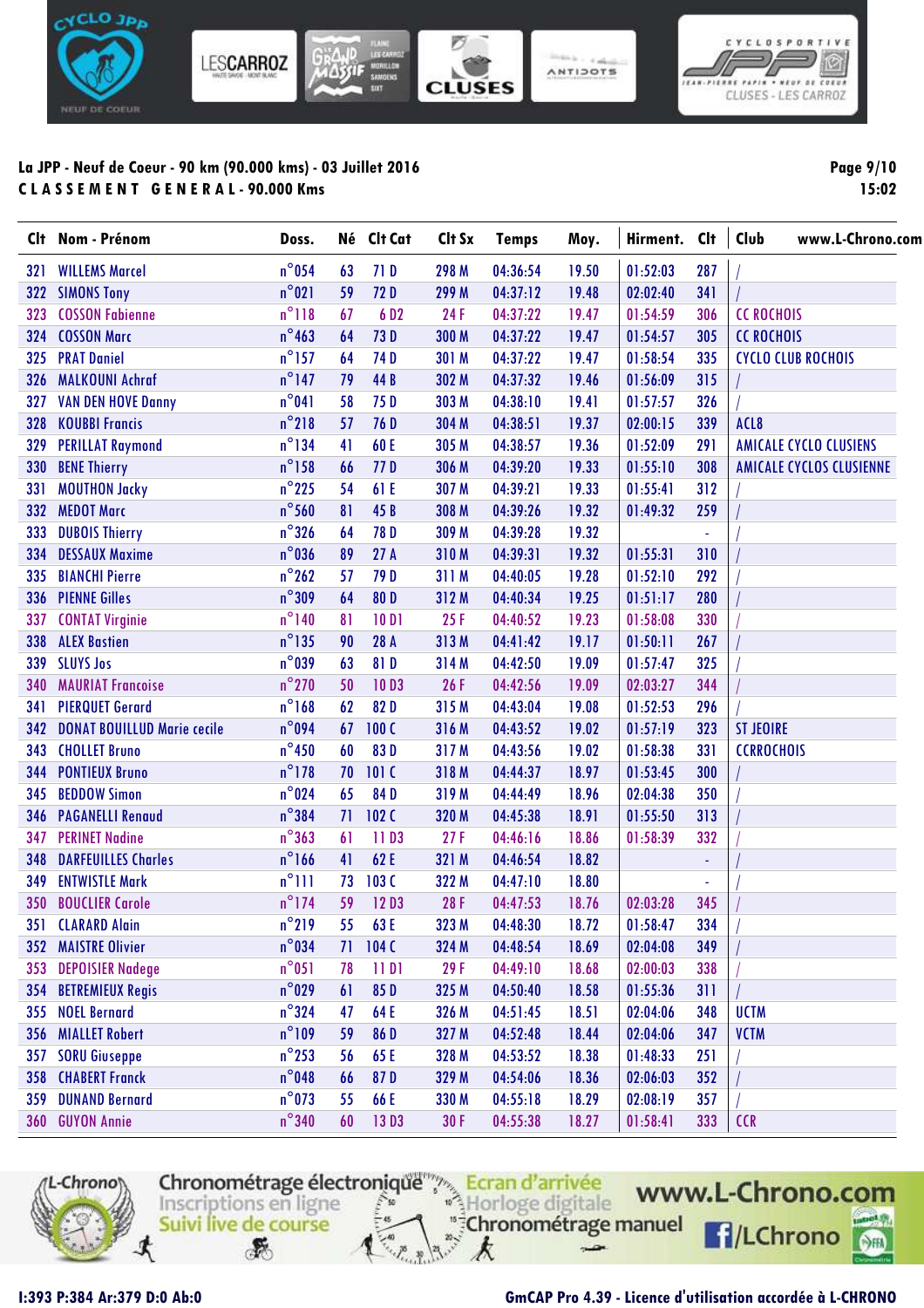La JPP - Neuf de Coeur - 90 km (90.000 kms) - 03 Juillet 2016

**C L A S S E M E N T   G E N E R A L - 90.000 Kms**

| Clt | Nom - Prénom | Doss. | Né | Clt Cat | Clt Sx | Temps | Moy. | Hirment. | Clt | Club |
|---|---|---|---|---|---|---|---|---|---|---|
| 321 | WILLEMS Marcel | n°054 | 63 | 71 D | 298 M | 04:36:54 | 19.50 | 01:52:03 | 287 | / |
| 322 | SIMONS Tony | n°021 | 59 | 72 D | 299 M | 04:37:12 | 19.48 | 02:02:40 | 341 | / |
| 323 | COSSON Fabienne | n°118 | 67 | 6 D2 | 24 F | 04:37:22 | 19.47 | 01:54:59 | 306 | CC ROCHOIS |
| 324 | COSSON Marc | n°463 | 64 | 73 D | 300 M | 04:37:22 | 19.47 | 01:54:57 | 305 | CC ROCHOIS |
| 325 | PRAT Daniel | n°157 | 64 | 74 D | 301 M | 04:37:22 | 19.47 | 01:58:54 | 335 | CYCLO CLUB ROCHOIS |
| 326 | MALKOUNI Achraf | n°147 | 79 | 44 B | 302 M | 04:37:32 | 19.46 | 01:56:09 | 315 | / |
| 327 | VAN DEN HOVE Danny | n°041 | 58 | 75 D | 303 M | 04:38:10 | 19.41 | 01:57:57 | 326 | / |
| 328 | KOUBBI Francis | n°218 | 57 | 76 D | 304 M | 04:38:51 | 19.37 | 02:00:15 | 339 | ACL8 |
| 329 | PERILLAT Raymond | n°134 | 41 | 60 E | 305 M | 04:38:57 | 19.36 | 01:52:09 | 291 | AMICALE CYCLO CLUSIENS |
| 330 | BENE Thierry | n°158 | 66 | 77 D | 306 M | 04:39:20 | 19.33 | 01:55:10 | 308 | AMICALE CYCLOS CLUSIENNE |
| 331 | MOUTHON Jacky | n°225 | 54 | 61 E | 307 M | 04:39:21 | 19.33 | 01:55:41 | 312 | / |
| 332 | MEDOT Marc | n°560 | 81 | 45 B | 308 M | 04:39:26 | 19.32 | 01:49:32 | 259 | / |
| 333 | DUBOIS Thierry | n°326 | 64 | 78 D | 309 M | 04:39:28 | 19.32 | | - | / |
| 334 | DESSAUX Maxime | n°036 | 89 | 27 A | 310 M | 04:39:31 | 19.32 | 01:55:31 | 310 | / |
| 335 | BIANCHI Pierre | n°262 | 57 | 79 D | 311 M | 04:40:05 | 19.28 | 01:52:10 | 292 | / |
| 336 | PIENNE Gilles | n°309 | 64 | 80 D | 312 M | 04:40:34 | 19.25 | 01:51:17 | 280 | / |
| 337 | CONTAT Virginie | n°140 | 81 | 10 D1 | 25 F | 04:40:52 | 19.23 | 01:58:08 | 330 | / |
| 338 | ALEX Bastien | n°135 | 90 | 28 A | 313 M | 04:41:42 | 19.17 | 01:50:11 | 267 | / |
| 339 | SLUYS Jos | n°039 | 63 | 81 D | 314 M | 04:42:50 | 19.09 | 01:57:47 | 325 | / |
| 340 | MAURIAT Francoise | n°270 | 50 | 10 D3 | 26 F | 04:42:56 | 19.09 | 02:03:27 | 344 | / |
| 341 | PIERQUET Gerard | n°168 | 62 | 82 D | 315 M | 04:43:04 | 19.08 | 01:52:53 | 296 | / |
| 342 | DONAT BOUILLUD Marie cecile | n°094 | 67 | 100 C | 316 M | 04:43:52 | 19.02 | 01:57:19 | 323 | ST JEOIRE |
| 343 | CHOLLET Bruno | n°450 | 60 | 83 D | 317 M | 04:43:56 | 19.02 | 01:58:38 | 331 | CCRROCHOIS |
| 344 | PONTIEUX Bruno | n°178 | 70 | 101 C | 318 M | 04:44:37 | 18.97 | 01:53:45 | 300 | / |
| 345 | BEDDOW Simon | n°024 | 65 | 84 D | 319 M | 04:44:49 | 18.96 | 02:04:38 | 350 | / |
| 346 | PAGANELLI Renaud | n°384 | 71 | 102 C | 320 M | 04:45:38 | 18.91 | 01:55:50 | 313 | / |
| 347 | PERINET Nadine | n°363 | 61 | 11 D3 | 27 F | 04:46:16 | 18.86 | 01:58:39 | 332 | / |
| 348 | DARFEUILLES Charles | n°166 | 41 | 62 E | 321 M | 04:46:54 | 18.82 | | - | / |
| 349 | ENTWISTLE Mark | n°111 | 73 | 103 C | 322 M | 04:47:10 | 18.80 | | - | / |
| 350 | BOUCLIER Carole | n°174 | 59 | 12 D3 | 28 F | 04:47:53 | 18.76 | 02:03:28 | 345 | / |
| 351 | CLARARD Alain | n°219 | 55 | 63 E | 323 M | 04:48:30 | 18.72 | 01:58:47 | 334 | / |
| 352 | MAISTRE Olivier | n°034 | 71 | 104 C | 324 M | 04:48:54 | 18.69 | 02:04:08 | 349 | / |
| 353 | DEPOISIER Nadege | n°051 | 78 | 11 D1 | 29 F | 04:49:10 | 18.68 | 02:00:03 | 338 | / |
| 354 | BETREMIEUX Regis | n°029 | 61 | 85 D | 325 M | 04:50:40 | 18.58 | 01:55:36 | 311 | / |
| 355 | NOEL Bernard | n°324 | 47 | 64 E | 326 M | 04:51:45 | 18.51 | 02:04:06 | 348 | UCTM |
| 356 | MIALLET Robert | n°109 | 59 | 86 D | 327 M | 04:52:48 | 18.44 | 02:04:06 | 347 | VCTM |
| 357 | SORU Giuseppe | n°253 | 56 | 65 E | 328 M | 04:53:52 | 18.38 | 01:48:33 | 251 | / |
| 358 | CHABERT Franck | n°048 | 66 | 87 D | 329 M | 04:54:06 | 18.36 | 02:06:03 | 352 | / |
| 359 | DUNAND Bernard | n°073 | 55 | 66 E | 330 M | 04:55:18 | 18.29 | 02:08:19 | 357 | / |
| 360 | GUYON Annie | n°340 | 60 | 13 D3 | 30 F | 04:55:38 | 18.27 | 01:58:41 | 333 | CCR |

I:393 P:384 Ar:379 D:0 Ab:0

GmCAP Pro 4.39 - Licence d'utilisation accordée à L-CHRONO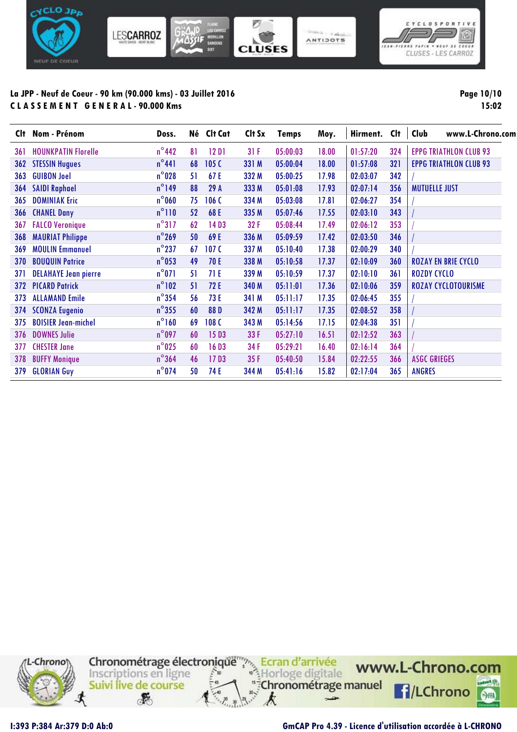**La JPP - Neuf de Coeur - 90 km (90.000 kms) - 03 Juillet 2016**
**C L A S S E M E N T   G E N E R A L - 90.000 Kms**

**Page 10/10**
**15:02**

| Clt | Nom - Prénom | Doss. | Né | Clt Cat | Clt Sx | Temps | Moy. | Hirment. | Clt | Club www.L-Chrono.com |
|---|---|---|---|---|---|---|---|---|---|---|
| 361 | HOUNKPATIN Florelle | n°442 | 81 | 12 D1 | 31 F | 05:00:03 | 18.00 | 01:57:20 | 324 | EPPG TRIATHLON CLUB 93 |
| 362 | STESSIN Hugues | n°441 | 68 | 105 C | 331 M | 05:00:04 | 18.00 | 01:57:08 | 321 | EPPG TRIATHLON CLUB 93 |
| 363 | GUIBON Joel | n°028 | 51 | 67 E | 332 M | 05:00:25 | 17.98 | 02:03:07 | 342 | / |
| 364 | SAIDI Raphael | n°149 | 88 | 29 A | 333 M | 05:01:08 | 17.93 | 02:07:14 | 356 | MUTUELLE JUST |
| 365 | DOMINIAK Eric | n°060 | 75 | 106 C | 334 M | 05:03:08 | 17.81 | 02:06:27 | 354 | / |
| 366 | CHANEL Dany | n°110 | 52 | 68 E | 335 M | 05:07:46 | 17.55 | 02:03:10 | 343 | / |
| 367 | FALCO Veronique | n°317 | 62 | 14 D3 | 32 F | 05:08:44 | 17.49 | 02:06:12 | 353 | / |
| 368 | MAURIAT Philippe | n°269 | 50 | 69 E | 336 M | 05:09:59 | 17.42 | 02:03:50 | 346 | / |
| 369 | MOULIN Emmanuel | n°237 | 67 | 107 C | 337 M | 05:10:40 | 17.38 | 02:00:29 | 340 | / |
| 370 | BOUQUIN Patrice | n°053 | 49 | 70 E | 338 M | 05:10:58 | 17.37 | 02:10:09 | 360 | ROZAY EN BRIE CYCLO |
| 371 | DELAHAYE Jean pierre | n°071 | 51 | 71 E | 339 M | 05:10:59 | 17.37 | 02:10:10 | 361 | ROZDY CYCLO |
| 372 | PICARD Patrick | n°102 | 51 | 72 E | 340 M | 05:11:01 | 17.36 | 02:10:06 | 359 | ROZAY CYCLOTOURISME |
| 373 | ALLAMAND Emile | n°354 | 56 | 73 E | 341 M | 05:11:17 | 17.35 | 02:06:45 | 355 | / |
| 374 | SCONZA Eugenio | n°355 | 60 | 88 D | 342 M | 05:11:17 | 17.35 | 02:08:52 | 358 | / |
| 375 | BOISIER Jean-michel | n°160 | 69 | 108 C | 343 M | 05:14:56 | 17.15 | 02:04:38 | 351 | / |
| 376 | DOWNES Julie | n°097 | 60 | 15 D3 | 33 F | 05:27:10 | 16.51 | 02:12:52 | 363 | / |
| 377 | CHESTER Jane | n°025 | 60 | 16 D3 | 34 F | 05:29:21 | 16.40 | 02:16:14 | 364 | / |
| 378 | BUFFY Monique | n°364 | 46 | 17 D3 | 35 F | 05:40:50 | 15.84 | 02:22:55 | 366 | ASGC GRIEGES |
| 379 | GLORIAN Guy | n°074 | 50 | 74 E | 344 M | 05:41:16 | 15.82 | 02:17:04 | 365 | ANGRES |

I:393 P:384 Ar:379 D:0 Ab:0

GmCAP Pro 4.39 - Licence d'utilisation accordée à L-CHRONO